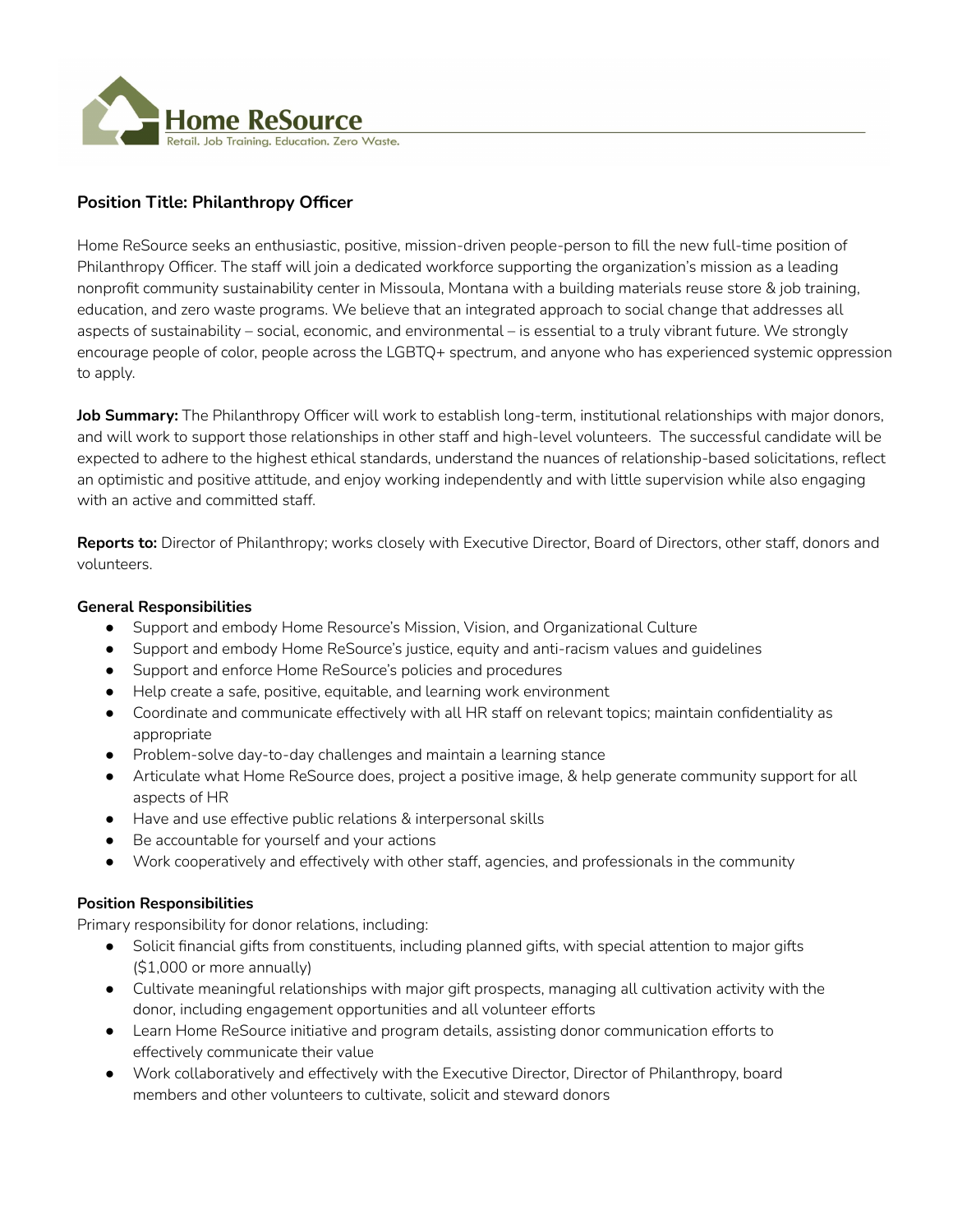Home ReSource
Retail. Job Training. Education. Zero Waste.

## Position Title: Philanthropy Officer

Home ReSource seeks an enthusiastic, positive, mission-driven people-person to fill the new full-time position of Philanthropy Officer. The staff will join a dedicated workforce supporting the organization's mission as a leading nonprofit community sustainability center in Missoula, Montana with a building materials reuse store & job training, education, and zero waste programs. We believe that an integrated approach to social change that addresses all aspects of sustainability – social, economic, and environmental – is essential to a truly vibrant future. We strongly encourage people of color, people across the LGBTQ+ spectrum, and anyone who has experienced systemic oppression to apply.

**Job Summary:** The Philanthropy Officer will work to establish long-term, institutional relationships with major donors, and will work to support those relationships in other staff and high-level volunteers. The successful candidate will be expected to adhere to the highest ethical standards, understand the nuances of relationship-based solicitations, reflect an optimistic and positive attitude, and enjoy working independently and with little supervision while also engaging with an active and committed staff.

**Reports to:** Director of Philanthropy; works closely with Executive Director, Board of Directors, other staff, donors and volunteers.

**General Responsibilities**

- Support and embody Home Resource's Mission, Vision, and Organizational Culture
- Support and embody Home ReSource's justice, equity and anti-racism values and guidelines
- Support and enforce Home ReSource's policies and procedures
- Help create a safe, positive, equitable, and learning work environment
- Coordinate and communicate effectively with all HR staff on relevant topics; maintain confidentiality as appropriate
- Problem-solve day-to-day challenges and maintain a learning stance
- Articulate what Home ReSource does, project a positive image, & help generate community support for all aspects of HR
- Have and use effective public relations & interpersonal skills
- Be accountable for yourself and your actions
- Work cooperatively and effectively with other staff, agencies, and professionals in the community

**Position Responsibilities**

Primary responsibility for donor relations, including:

- Solicit financial gifts from constituents, including planned gifts, with special attention to major gifts ($1,000 or more annually)
- Cultivate meaningful relationships with major gift prospects, managing all cultivation activity with the donor, including engagement opportunities and all volunteer efforts
- Learn Home ReSource initiative and program details, assisting donor communication efforts to effectively communicate their value
- Work collaboratively and effectively with the Executive Director, Director of Philanthropy, board members and other volunteers to cultivate, solicit and steward donors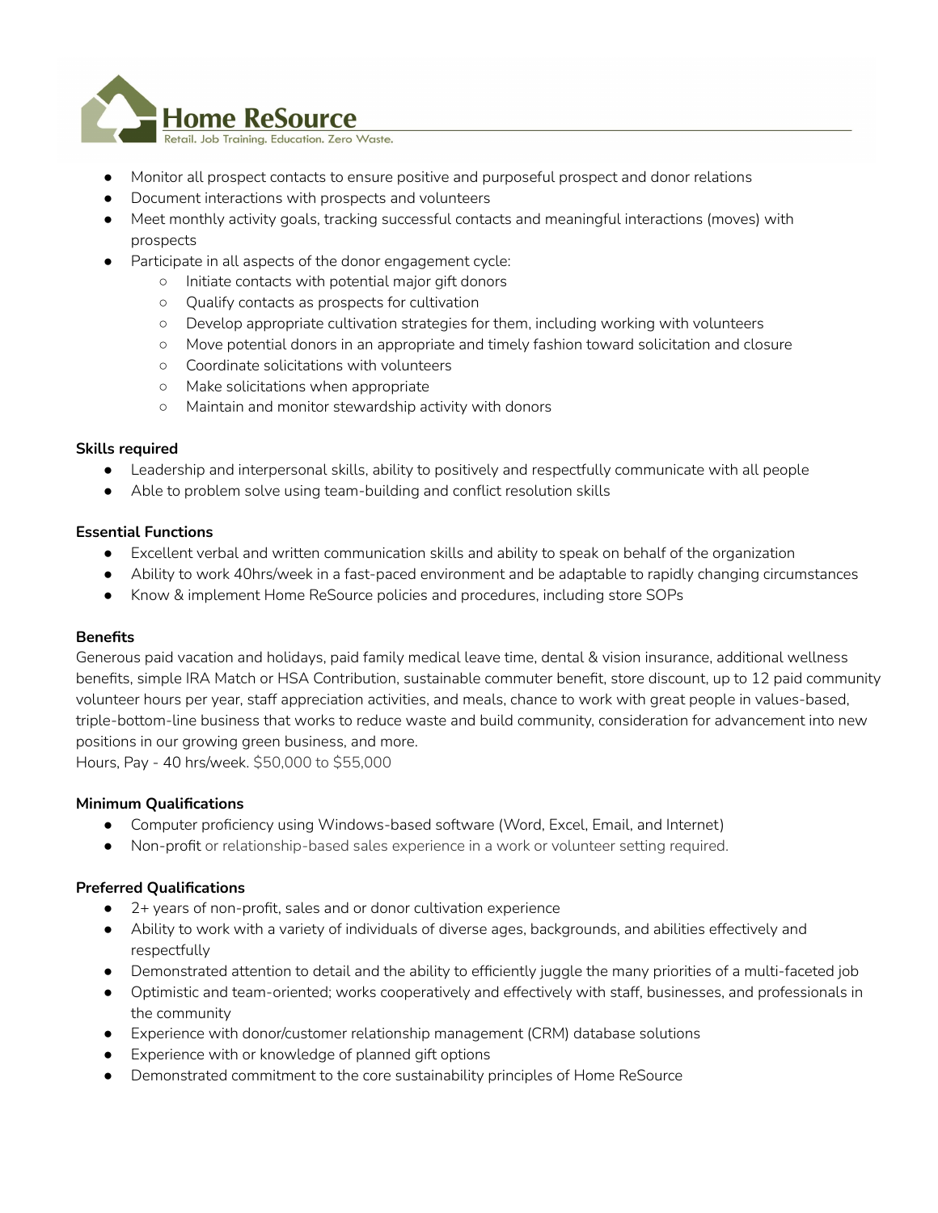- Monitor all prospect contacts to ensure positive and purposeful prospect and donor relations
- Document interactions with prospects and volunteers
- Meet monthly activity goals, tracking successful contacts and meaningful interactions (moves) with prospects
- Participate in all aspects of the donor engagement cycle:
  - Initiate contacts with potential major gift donors
  - Qualify contacts as prospects for cultivation
  - Develop appropriate cultivation strategies for them, including working with volunteers
  - Move potential donors in an appropriate and timely fashion toward solicitation and closure
  - Coordinate solicitations with volunteers
  - Make solicitations when appropriate
  - Maintain and monitor stewardship activity with donors

**Skills required**

- Leadership and interpersonal skills, ability to positively and respectfully communicate with all people
- Able to problem solve using team-building and conflict resolution skills

**Essential Functions**

- Excellent verbal and written communication skills and ability to speak on behalf of the organization
- Ability to work 40hrs/week in a fast-paced environment and be adaptable to rapidly changing circumstances
- Know & implement Home ReSource policies and procedures, including store SOPs

**Benefits**

Generous paid vacation and holidays, paid family medical leave time, dental & vision insurance, additional wellness benefits, simple IRA Match or HSA Contribution, sustainable commuter benefit, store discount, up to 12 paid community volunteer hours per year, staff appreciation activities, and meals, chance to work with great people in values-based, triple-bottom-line business that works to reduce waste and build community, consideration for advancement into new positions in our growing green business, and more.
Hours, Pay - 40 hrs/week. $50,000 to $55,000

**Minimum Qualifications**

- Computer proficiency using Windows-based software (Word, Excel, Email, and Internet)
- Non-profit or relationship-based sales experience in a work or volunteer setting required.

**Preferred Qualifications**

- 2+ years of non-profit, sales and or donor cultivation experience
- Ability to work with a variety of individuals of diverse ages, backgrounds, and abilities effectively and respectfully
- Demonstrated attention to detail and the ability to efficiently juggle the many priorities of a multi-faceted job
- Optimistic and team-oriented; works cooperatively and effectively with staff, businesses, and professionals in the community
- Experience with donor/customer relationship management (CRM) database solutions
- Experience with or knowledge of planned gift options
- Demonstrated commitment to the core sustainability principles of Home ReSource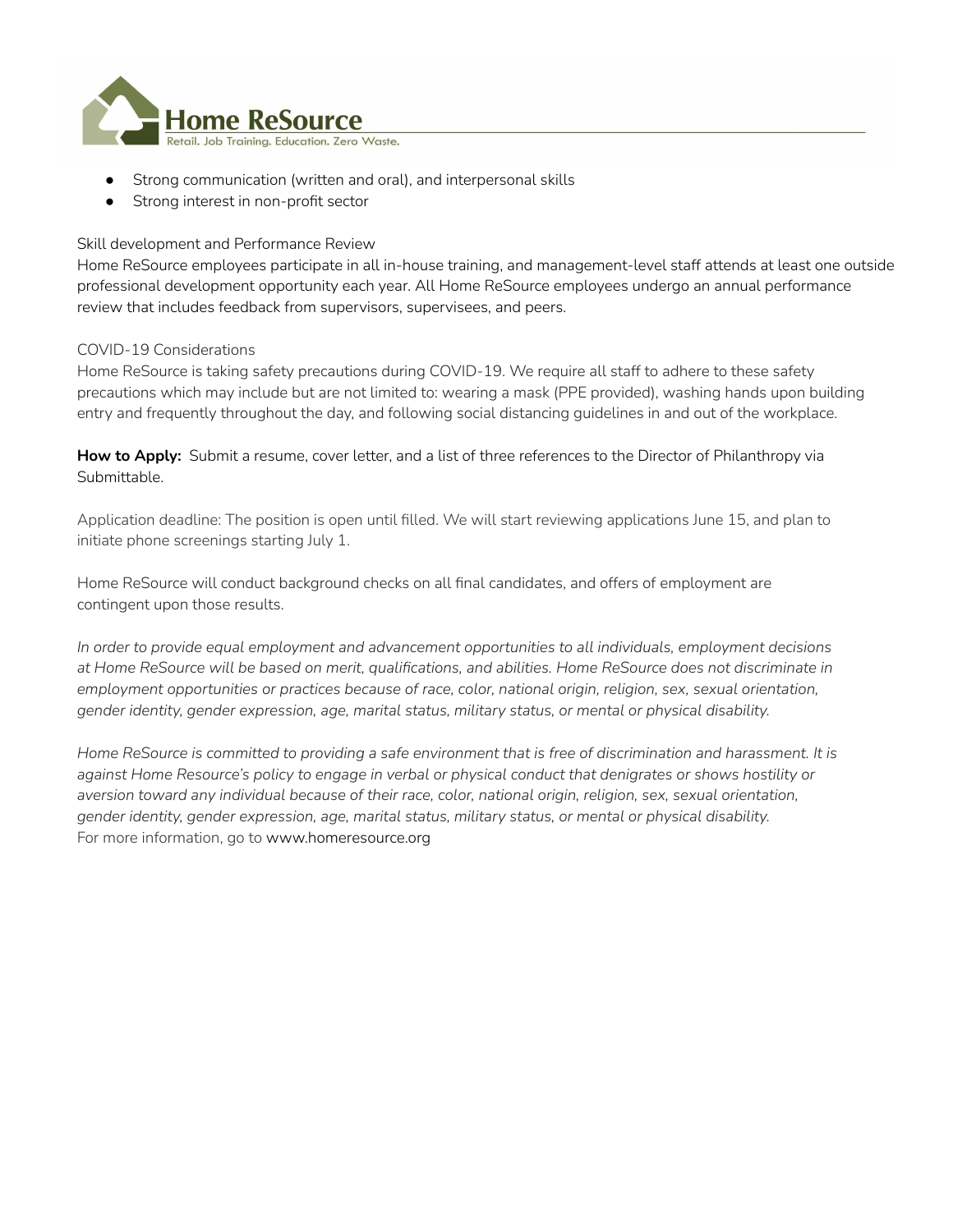- Strong communication (written and oral), and interpersonal skills
- Strong interest in non-profit sector

Skill development and Performance Review

Home ReSource employees participate in all in-house training, and management-level staff attends at least one outside professional development opportunity each year. All Home ReSource employees undergo an annual performance review that includes feedback from supervisors, supervisees, and peers.

COVID-19 Considerations

Home ReSource is taking safety precautions during COVID-19. We require all staff to adhere to these safety precautions which may include but are not limited to: wearing a mask (PPE provided), washing hands upon building entry and frequently throughout the day, and following social distancing guidelines in and out of the workplace.

**How to Apply:** Submit a resume, cover letter, and a list of three references to the Director of Philanthropy via Submittable.

Application deadline: The position is open until filled. We will start reviewing applications June 15, and plan to initiate phone screenings starting July 1.

Home ReSource will conduct background checks on all final candidates, and offers of employment are contingent upon those results.

*In order to provide equal employment and advancement opportunities to all individuals, employment decisions at Home ReSource will be based on merit, qualifications, and abilities. Home ReSource does not discriminate in employment opportunities or practices because of race, color, national origin, religion, sex, sexual orientation, gender identity, gender expression, age, marital status, military status, or mental or physical disability.*

*Home ReSource is committed to providing a safe environment that is free of discrimination and harassment. It is against Home Resource's policy to engage in verbal or physical conduct that denigrates or shows hostility or aversion toward any individual because of their race, color, national origin, religion, sex, sexual orientation, gender identity, gender expression, age, marital status, military status, or mental or physical disability.*

For more information, go to www.homeresource.org